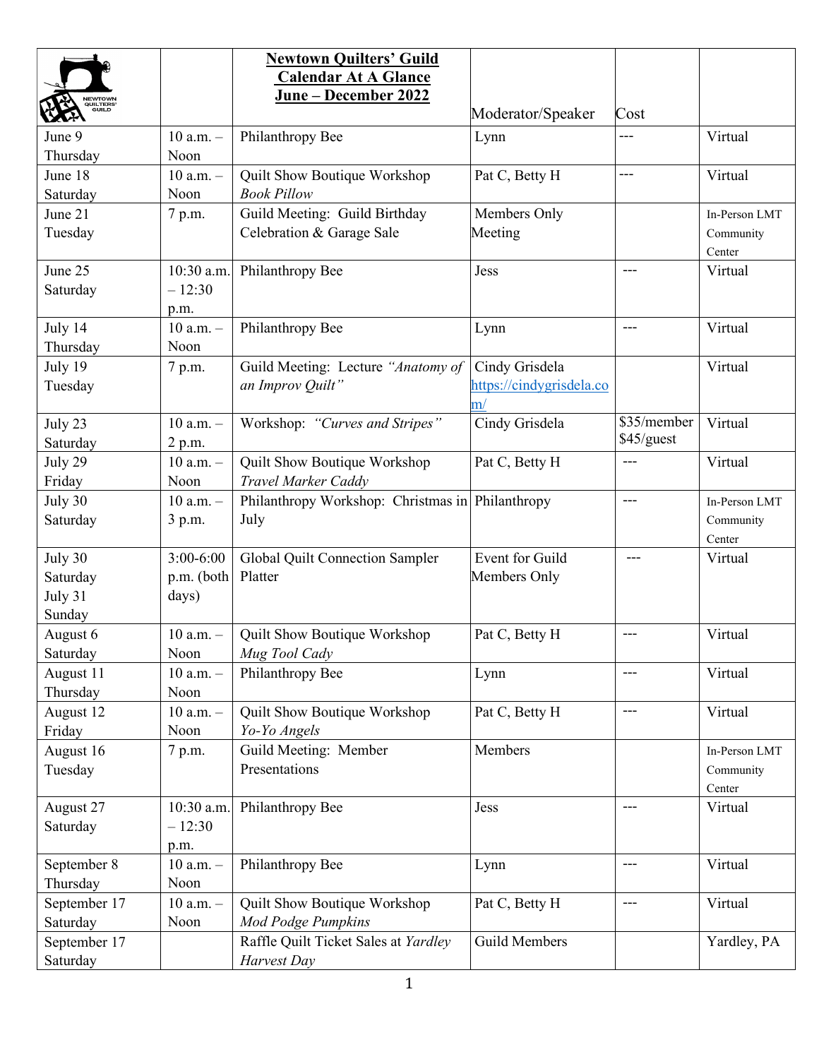| | | **Newtown Quilters' Guild Calendar At A Glance June – December 2022** | Moderator/Speaker | Cost | |
|---|---|---|---|---|---|
| June 9 Thursday | 10 a.m. – Noon | Philanthropy Bee | Lynn | --- | Virtual |
| June 18 Saturday | 10 a.m. – Noon | Quilt Show Boutique Workshop *Book Pillow* | Pat C, Betty H | --- | Virtual |
| June 21 Tuesday | 7 p.m. | Guild Meeting: Guild Birthday Celebration & Garage Sale | Members Only Meeting | | In-Person LMT Community Center |
| June 25 Saturday | 10:30 a.m. – 12:30 p.m. | Philanthropy Bee | Jess | --- | Virtual |
| July 14 Thursday | 10 a.m. – Noon | Philanthropy Bee | Lynn | --- | Virtual |
| July 19 Tuesday | 7 p.m. | Guild Meeting: Lecture *"Anatomy of an Improv Quilt"* | Cindy Grisdela https://cindygrisdela.com/ | | Virtual |
| July 23 Saturday | 10 a.m. – 2 p.m. | Workshop: *"Curves and Stripes"* | Cindy Grisdela | $35/member $45/guest | Virtual |
| July 29 Friday | 10 a.m. – Noon | Quilt Show Boutique Workshop *Travel Marker Caddy* | Pat C, Betty H | --- | Virtual |
| July 30 Saturday | 10 a.m. – 3 p.m. | Philanthropy Workshop: Christmas in July | Philanthropy | --- | In-Person LMT Community Center |
| July 30 Saturday July 31 Sunday | 3:00-6:00 p.m. (both days) | Global Quilt Connection Sampler Platter | Event for Guild Members Only | --- | Virtual |
| August 6 Saturday | 10 a.m. – Noon | Quilt Show Boutique Workshop *Mug Tool Cady* | Pat C, Betty H | --- | Virtual |
| August 11 Thursday | 10 a.m. – Noon | Philanthropy Bee | Lynn | --- | Virtual |
| August 12 Friday | 10 a.m. – Noon | Quilt Show Boutique Workshop *Yo-Yo Angels* | Pat C, Betty H | --- | Virtual |
| August 16 Tuesday | 7 p.m. | Guild Meeting: Member Presentations | Members | | In-Person LMT Community Center |
| August 27 Saturday | 10:30 a.m. – 12:30 p.m. | Philanthropy Bee | Jess | --- | Virtual |
| September 8 Thursday | 10 a.m. – Noon | Philanthropy Bee | Lynn | --- | Virtual |
| September 17 Saturday | 10 a.m. – Noon | Quilt Show Boutique Workshop *Mod Podge Pumpkins* | Pat C, Betty H | --- | Virtual |
| September 17 Saturday | | Raffle Quilt Ticket Sales at *Yardley Harvest Day* | Guild Members | | Yardley, PA |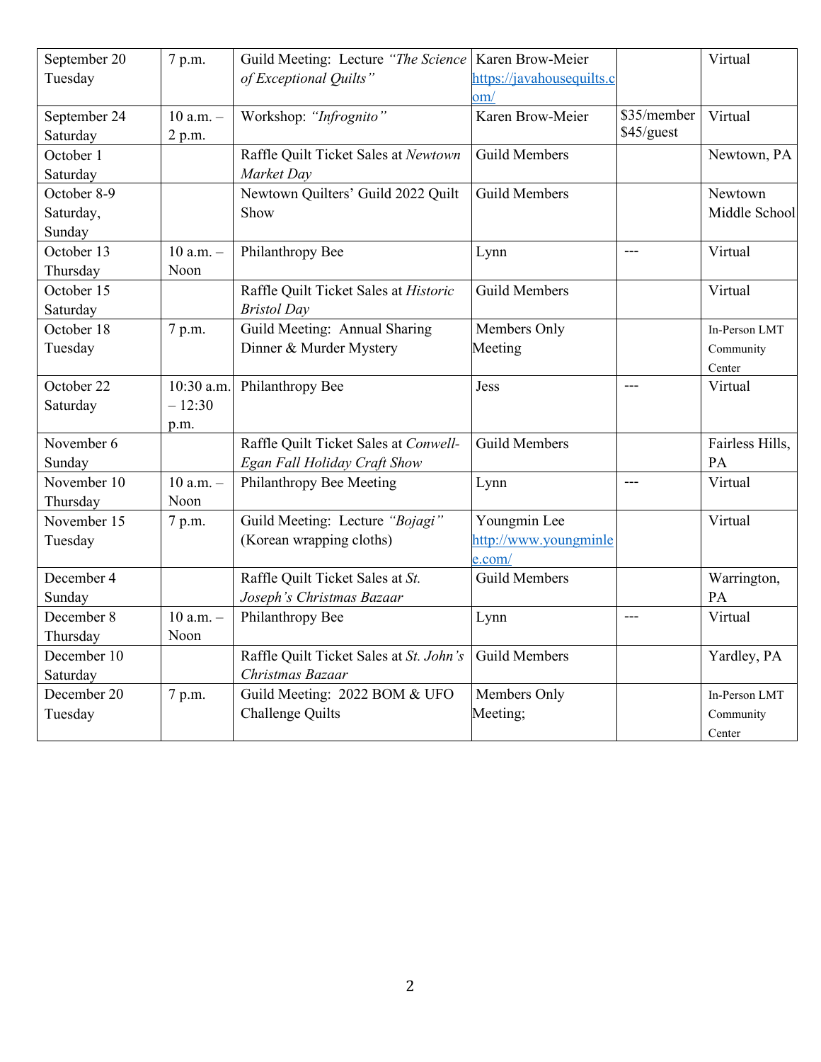| | | | | | |
|---|---|---|---|---|---|
| September 20 Tuesday | 7 p.m. | Guild Meeting: Lecture *"The Science of Exceptional Quilts"* | Karen Brow-Meier https://javahousequilts.com/ | | Virtual |
| September 24 Saturday | 10 a.m. – 2 p.m. | Workshop: *"Infrognito"* | Karen Brow-Meier | $35/member $45/guest | Virtual |
| October 1 Saturday | | Raffle Quilt Ticket Sales at *Newtown Market Day* | Guild Members | | Newtown, PA |
| October 8-9 Saturday, Sunday | | Newtown Quilters' Guild 2022 Quilt Show | Guild Members | | Newtown Middle School |
| October 13 Thursday | 10 a.m. – Noon | Philanthropy Bee | Lynn | --- | Virtual |
| October 15 Saturday | | Raffle Quilt Ticket Sales at *Historic Bristol Day* | Guild Members | | Virtual |
| October 18 Tuesday | 7 p.m. | Guild Meeting: Annual Sharing Dinner & Murder Mystery | Members Only Meeting | | In-Person LMT Community Center |
| October 22 Saturday | 10:30 a.m. – 12:30 p.m. | Philanthropy Bee | Jess | --- | Virtual |
| November 6 Sunday | | Raffle Quilt Ticket Sales at *Conwell-Egan Fall Holiday Craft Show* | Guild Members | | Fairless Hills, PA |
| November 10 Thursday | 10 a.m. – Noon | Philanthropy Bee Meeting | Lynn | --- | Virtual |
| November 15 Tuesday | 7 p.m. | Guild Meeting: Lecture *"Bojagi"* (Korean wrapping cloths) | Youngmin Lee http://www.youngminlee.com/ | | Virtual |
| December 4 Sunday | | Raffle Quilt Ticket Sales at *St. Joseph's Christmas Bazaar* | Guild Members | | Warrington, PA |
| December 8 Thursday | 10 a.m. – Noon | Philanthropy Bee | Lynn | --- | Virtual |
| December 10 Saturday | | Raffle Quilt Ticket Sales at *St. John's Christmas Bazaar* | Guild Members | | Yardley, PA |
| December 20 Tuesday | 7 p.m. | Guild Meeting: 2022 BOM & UFO Challenge Quilts | Members Only Meeting; | | In-Person LMT Community Center |